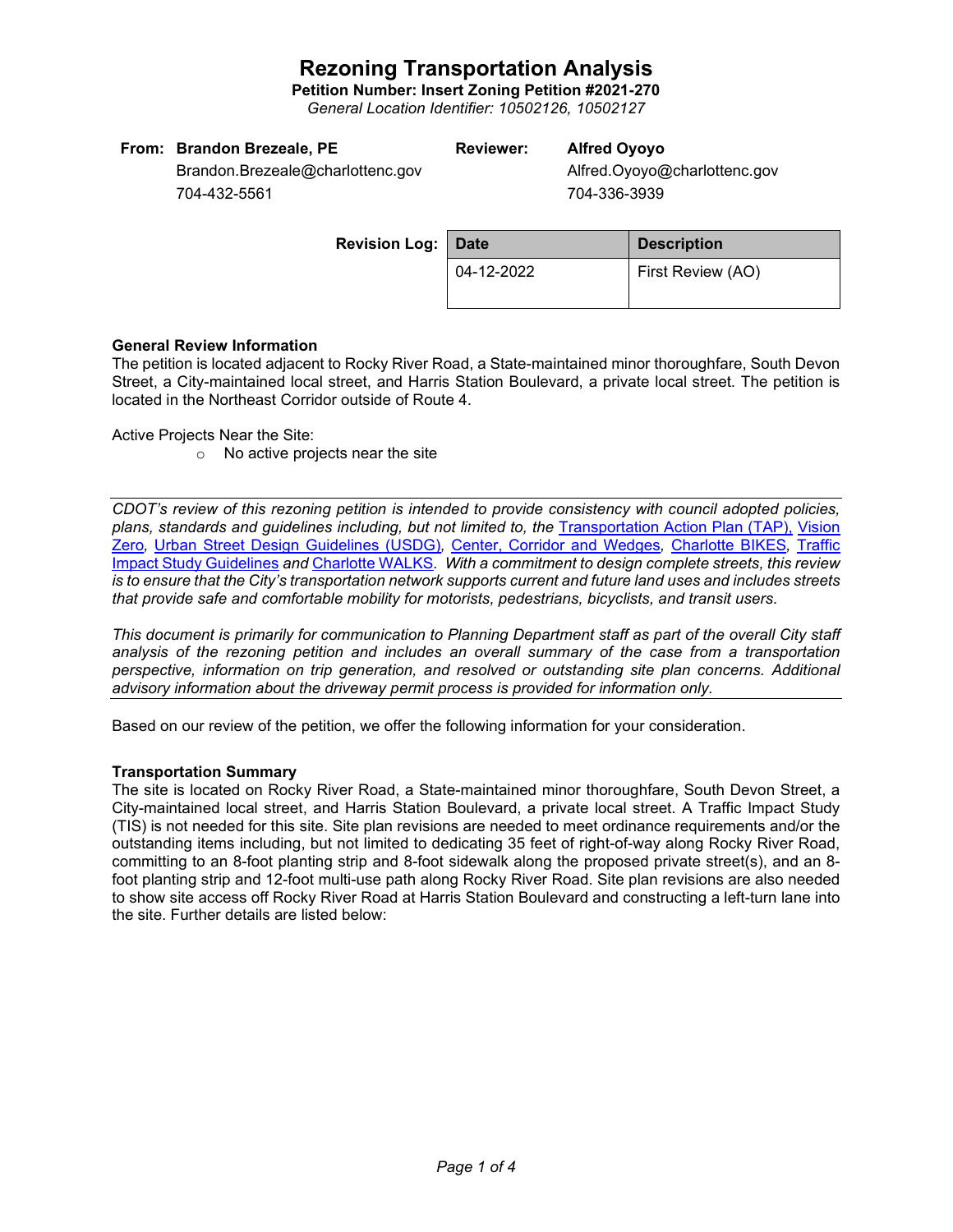# Rezoning Transportation Analysis

**Petition Number: Insert Zoning Petition #2021-270**

*General Location Identifier: 10502126, 10502127*

| | | | |
|---|---|---|---|
| **From:** | **Brandon Brezeale, PE** | **Reviewer:** | **Alfred Oyoyo** |
| | Brandon.Brezeale@charlottenc.gov | | Alfred.Oyoyo@charlottenc.gov |
| | 704-432-5561 | | 704-336-3939 |

**Revision Log:**

| Date | Description |
|---|---|
| 04-12-2022 | First Review (AO) |

**General Review Information**

The petition is located adjacent to Rocky River Road, a State-maintained minor thoroughfare, South Devon Street, a City-maintained local street, and Harris Station Boulevard, a private local street. The petition is located in the Northeast Corridor outside of Route 4.

Active Projects Near the Site:

- No active projects near the site

*CDOT's review of this rezoning petition is intended to provide consistency with council adopted policies, plans, standards and guidelines including, but not limited to, the* Transportation Action Plan (TAP), Vision Zero, Urban Street Design Guidelines (USDG), Center, Corridor and Wedges, Charlotte BIKES, Traffic Impact Study Guidelines *and* Charlotte WALKS*. With a commitment to design complete streets, this review is to ensure that the City's transportation network supports current and future land uses and includes streets that provide safe and comfortable mobility for motorists, pedestrians, bicyclists, and transit users.*

*This document is primarily for communication to Planning Department staff as part of the overall City staff analysis of the rezoning petition and includes an overall summary of the case from a transportation perspective, information on trip generation, and resolved or outstanding site plan concerns. Additional advisory information about the driveway permit process is provided for information only.*

Based on our review of the petition, we offer the following information for your consideration.

**Transportation Summary**

The site is located on Rocky River Road, a State-maintained minor thoroughfare, South Devon Street, a City-maintained local street, and Harris Station Boulevard, a private local street. A Traffic Impact Study (TIS) is not needed for this site. Site plan revisions are needed to meet ordinance requirements and/or the outstanding items including, but not limited to dedicating 35 feet of right-of-way along Rocky River Road, committing to an 8-foot planting strip and 8-foot sidewalk along the proposed private street(s), and an 8-foot planting strip and 12-foot multi-use path along Rocky River Road. Site plan revisions are also needed to show site access off Rocky River Road at Harris Station Boulevard and constructing a left-turn lane into the site. Further details are listed below: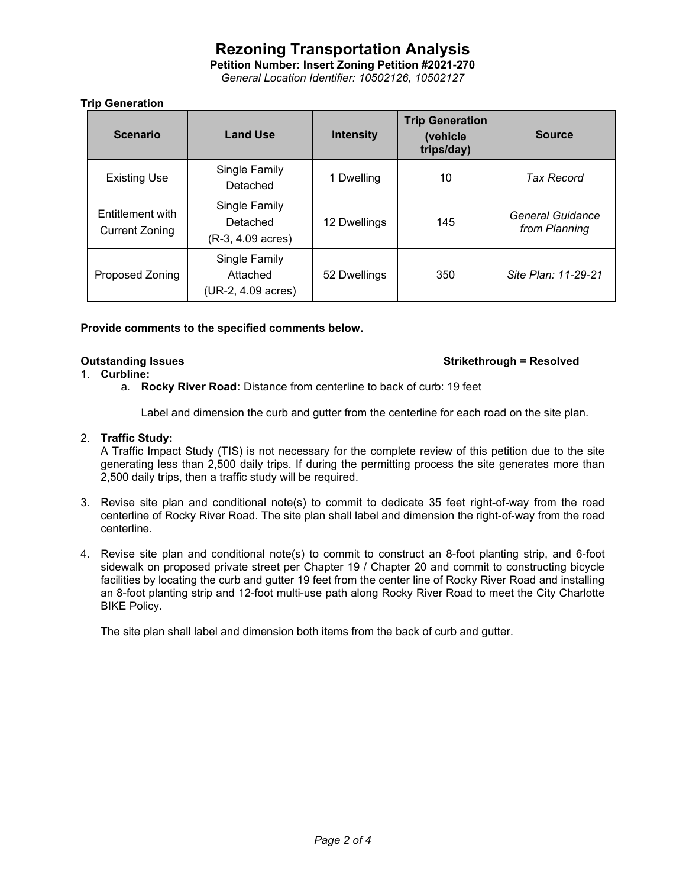# Rezoning Transportation Analysis

**Petition Number: Insert Zoning Petition #2021-270**

*General Location Identifier: 10502126, 10502127*

**Trip Generation**

| Scenario | Land Use | Intensity | Trip Generation (vehicle trips/day) | Source |
|---|---|---|---|---|
| Existing Use | Single Family Detached | 1 Dwelling | 10 | *Tax Record* |
| Entitlement with Current Zoning | Single Family Detached (R-3, 4.09 acres) | 12 Dwellings | 145 | *General Guidance from Planning* |
| Proposed Zoning | Single Family Attached (UR-2, 4.09 acres) | 52 Dwellings | 350 | *Site Plan: 11-29-21* |

**Provide comments to the specified comments below.**

**Outstanding Issues** ~~**Strikethrough**~~ **= Resolved**

1. **Curbline:**
   a. **Rocky River Road:** Distance from centerline to back of curb: 19 feet

      Label and dimension the curb and gutter from the centerline for each road on the site plan.

2. **Traffic Study:**
   A Traffic Impact Study (TIS) is not necessary for the complete review of this petition due to the site generating less than 2,500 daily trips. If during the permitting process the site generates more than 2,500 daily trips, then a traffic study will be required.

3. Revise site plan and conditional note(s) to commit to dedicate 35 feet right-of-way from the road centerline of Rocky River Road. The site plan shall label and dimension the right-of-way from the road centerline.

4. Revise site plan and conditional note(s) to commit to construct an 8-foot planting strip, and 6-foot sidewalk on proposed private street per Chapter 19 / Chapter 20 and commit to constructing bicycle facilities by locating the curb and gutter 19 feet from the center line of Rocky River Road and installing an 8-foot planting strip and 12-foot multi-use path along Rocky River Road to meet the City Charlotte BIKE Policy.

   The site plan shall label and dimension both items from the back of curb and gutter.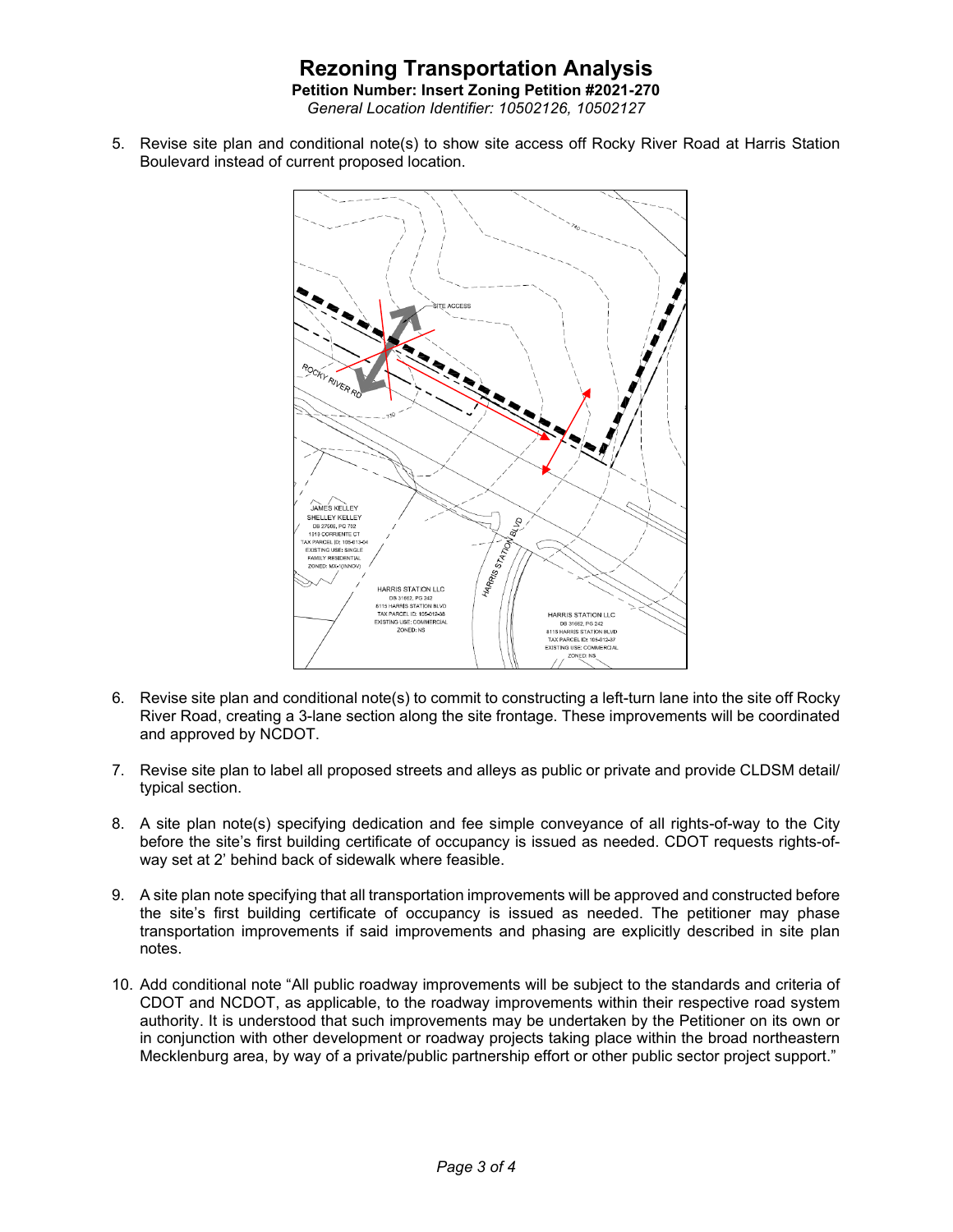# Rezoning Transportation Analysis

**Petition Number: Insert Zoning Petition #2021-270**

*General Location Identifier: 10502126, 10502127*

5. Revise site plan and conditional note(s) to show site access off Rocky River Road at Harris Station Boulevard instead of current proposed location.

SITE ACCESS

ROCKY RIVER RD

HARRIS STATION BLVD

JAMES KELLEY
SHELLEY KELLEY
DB 27606, PG 702
1310 CORRIENTE CT
TAX PARCEL ID: 105-013-04
EXISTING USE: SINGLE FAMILY RESIDENTIAL
ZONED: MX-1(INNOV)

HARRIS STATION LLC
DB 31662, PG 242
8115 HARRIS STATION BLVD
TAX PARCEL ID: 105-012-38
EXISTING USE: COMMERCIAL
ZONED: NS

HARRIS STATION LLC
DB 31662, PG 242
8115 HARRIS STATION BLVD
TAX PARCEL ID: 105-012-37
EXISTING USE: COMMERCIAL
ZONED: NS

6. Revise site plan and conditional note(s) to commit to constructing a left-turn lane into the site off Rocky River Road, creating a 3-lane section along the site frontage. These improvements will be coordinated and approved by NCDOT.

7. Revise site plan to label all proposed streets and alleys as public or private and provide CLDSM detail/ typical section.

8. A site plan note(s) specifying dedication and fee simple conveyance of all rights-of-way to the City before the site's first building certificate of occupancy is issued as needed. CDOT requests rights-of-way set at 2' behind back of sidewalk where feasible.

9. A site plan note specifying that all transportation improvements will be approved and constructed before the site's first building certificate of occupancy is issued as needed. The petitioner may phase transportation improvements if said improvements and phasing are explicitly described in site plan notes.

10. Add conditional note "All public roadway improvements will be subject to the standards and criteria of CDOT and NCDOT, as applicable, to the roadway improvements within their respective road system authority. It is understood that such improvements may be undertaken by the Petitioner on its own or in conjunction with other development or roadway projects taking place within the broad northeastern Mecklenburg area, by way of a private/public partnership effort or other public sector project support."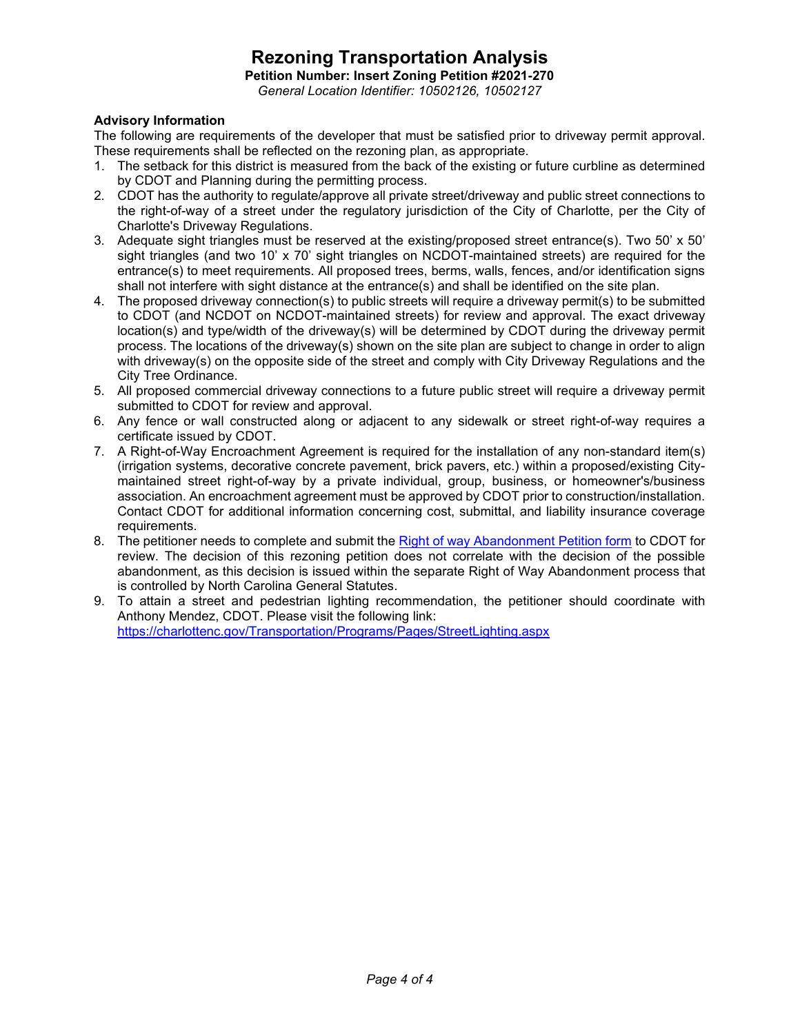# Rezoning Transportation Analysis

**Petition Number: Insert Zoning Petition #2021-270**

*General Location Identifier: 10502126, 10502127*

### Advisory Information

The following are requirements of the developer that must be satisfied prior to driveway permit approval. These requirements shall be reflected on the rezoning plan, as appropriate.

1. The setback for this district is measured from the back of the existing or future curbline as determined by CDOT and Planning during the permitting process.
2. CDOT has the authority to regulate/approve all private street/driveway and public street connections to the right-of-way of a street under the regulatory jurisdiction of the City of Charlotte, per the City of Charlotte's Driveway Regulations.
3. Adequate sight triangles must be reserved at the existing/proposed street entrance(s). Two 50' x 50' sight triangles (and two 10' x 70' sight triangles on NCDOT-maintained streets) are required for the entrance(s) to meet requirements. All proposed trees, berms, walls, fences, and/or identification signs shall not interfere with sight distance at the entrance(s) and shall be identified on the site plan.
4. The proposed driveway connection(s) to public streets will require a driveway permit(s) to be submitted to CDOT (and NCDOT on NCDOT-maintained streets) for review and approval. The exact driveway location(s) and type/width of the driveway(s) will be determined by CDOT during the driveway permit process. The locations of the driveway(s) shown on the site plan are subject to change in order to align with driveway(s) on the opposite side of the street and comply with City Driveway Regulations and the City Tree Ordinance.
5. All proposed commercial driveway connections to a future public street will require a driveway permit submitted to CDOT for review and approval.
6. Any fence or wall constructed along or adjacent to any sidewalk or street right-of-way requires a certificate issued by CDOT.
7. A Right-of-Way Encroachment Agreement is required for the installation of any non-standard item(s) (irrigation systems, decorative concrete pavement, brick pavers, etc.) within a proposed/existing City-maintained street right-of-way by a private individual, group, business, or homeowner's/business association. An encroachment agreement must be approved by CDOT prior to construction/installation. Contact CDOT for additional information concerning cost, submittal, and liability insurance coverage requirements.
8. The petitioner needs to complete and submit the Right of way Abandonment Petition form to CDOT for review. The decision of this rezoning petition does not correlate with the decision of the possible abandonment, as this decision is issued within the separate Right of Way Abandonment process that is controlled by North Carolina General Statutes.
9. To attain a street and pedestrian lighting recommendation, the petitioner should coordinate with Anthony Mendez, CDOT. Please visit the following link: https://charlottenc.gov/Transportation/Programs/Pages/StreetLighting.aspx